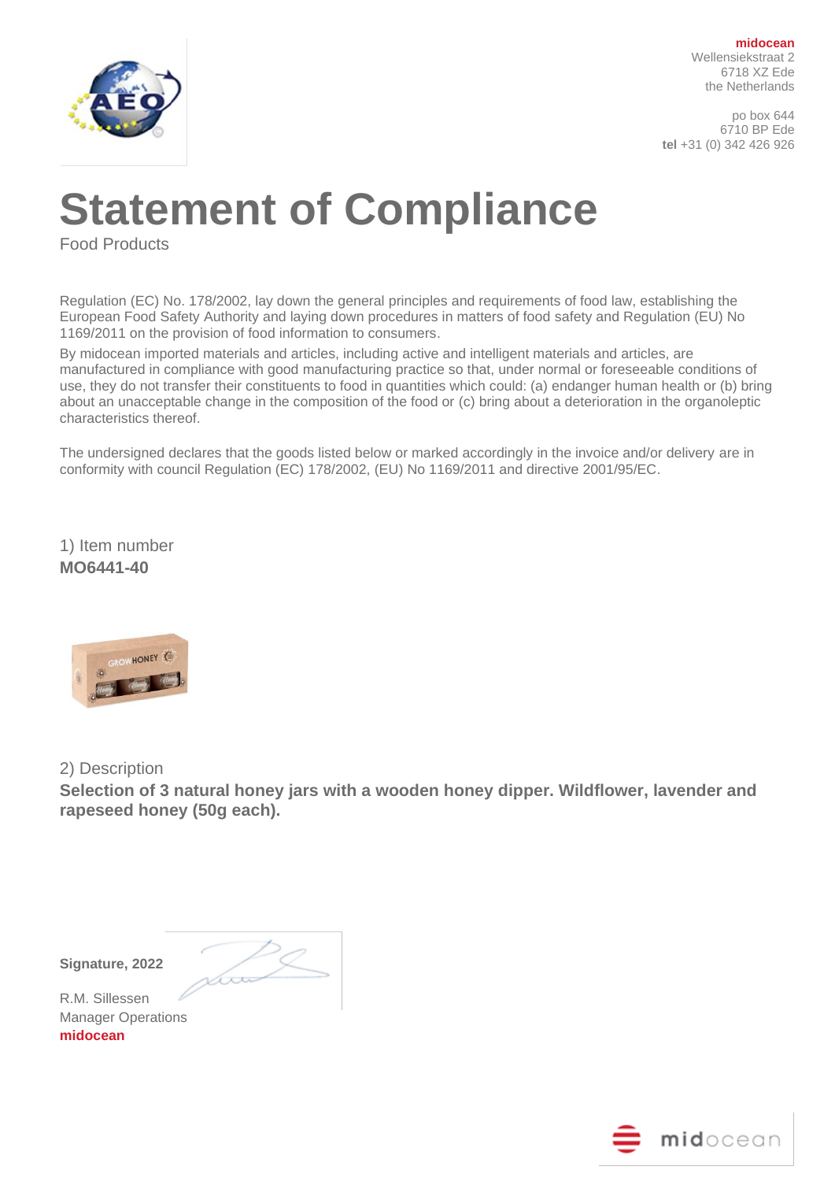**midocean**
Wellensiekstraat 2
6718 XZ Ede
the Netherlands

po box 644
6710 BP Ede
**tel** +31 (0) 342 426 926

# Statement of Compliance

Food Products

Regulation (EC) No. 178/2002, lay down the general principles and requirements of food law, establishing the European Food Safety Authority and laying down procedures in matters of food safety and Regulation (EU) No 1169/2011 on the provision of food information to consumers.

By midocean imported materials and articles, including active and intelligent materials and articles, are manufactured in compliance with good manufacturing practice so that, under normal or foreseeable conditions of use, they do not transfer their constituents to food in quantities which could: (a) endanger human health or (b) bring about an unacceptable change in the composition of the food or (c) bring about a deterioration in the organoleptic characteristics thereof.

The undersigned declares that the goods listed below or marked accordingly in the invoice and/or delivery are in conformity with council Regulation (EC) 178/2002, (EU) No 1169/2011 and directive 2001/95/EC.

1) Item number
**MO6441-40**

2) Description
**Selection of 3 natural honey jars with a wooden honey dipper. Wildflower, lavender and rapeseed honey (50g each).**

**Signature, 2022**

R.M. Sillessen
Manager Operations
**midocean**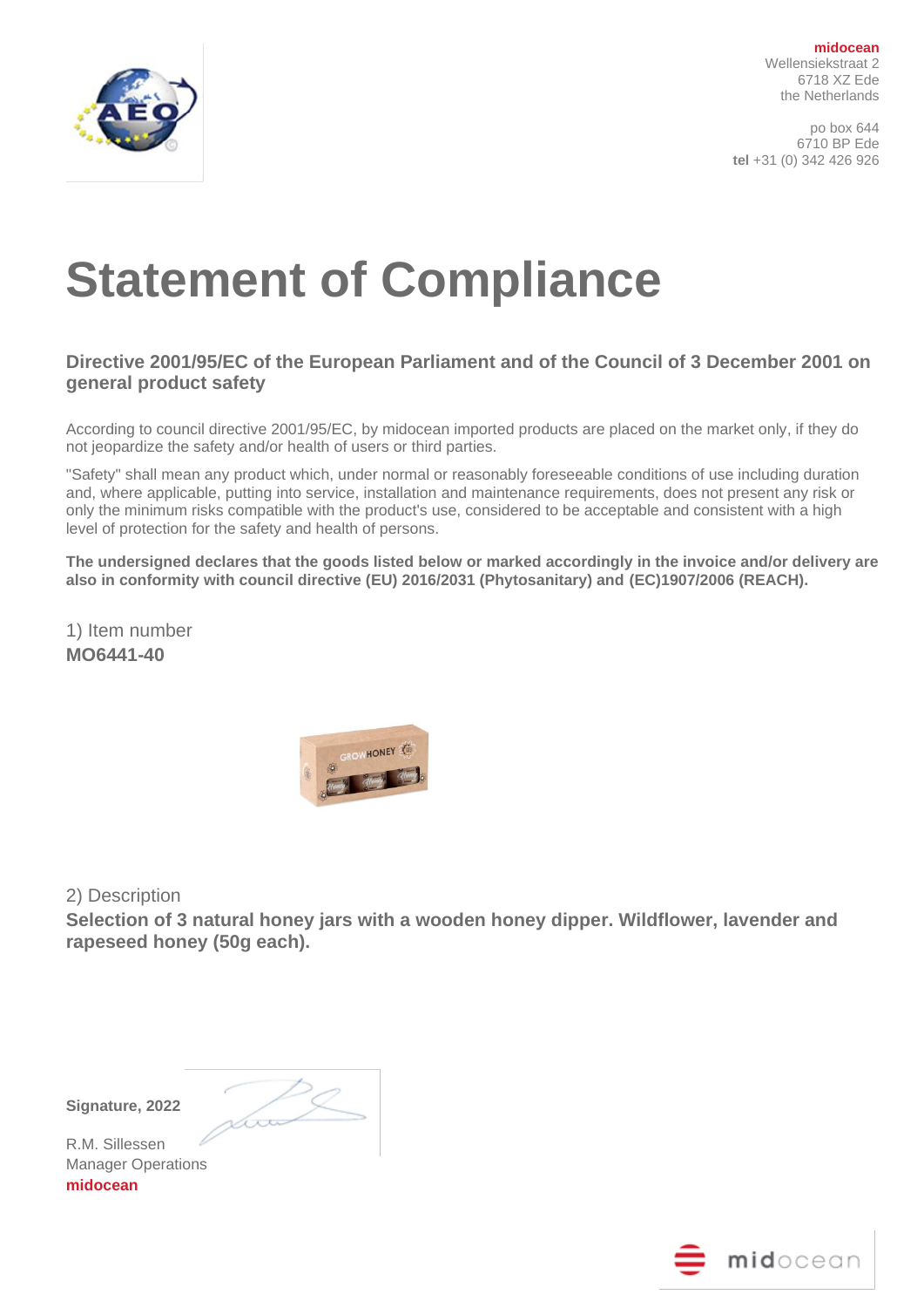**midocean**
Wellensiekstraat 2
6718 XZ Ede
the Netherlands

po box 644
6710 BP Ede
**tel** +31 (0) 342 426 926

# Statement of Compliance

### Directive 2001/95/EC of the European Parliament and of the Council of 3 December 2001 on general product safety

According to council directive 2001/95/EC, by midocean imported products are placed on the market only, if they do not jeopardize the safety and/or health of users or third parties.

"Safety" shall mean any product which, under normal or reasonably foreseeable conditions of use including duration and, where applicable, putting into service, installation and maintenance requirements, does not present any risk or only the minimum risks compatible with the product's use, considered to be acceptable and consistent with a high level of protection for the safety and health of persons.

**The undersigned declares that the goods listed below or marked accordingly in the invoice and/or delivery are also in conformity with council directive (EU) 2016/2031 (Phytosanitary) and (EC)1907/2006 (REACH).**

1) Item number
**MO6441-40**

2) Description
**Selection of 3 natural honey jars with a wooden honey dipper. Wildflower, lavender and rapeseed honey (50g each).**

**Signature, 2022**

R.M. Sillessen
Manager Operations
**midocean**